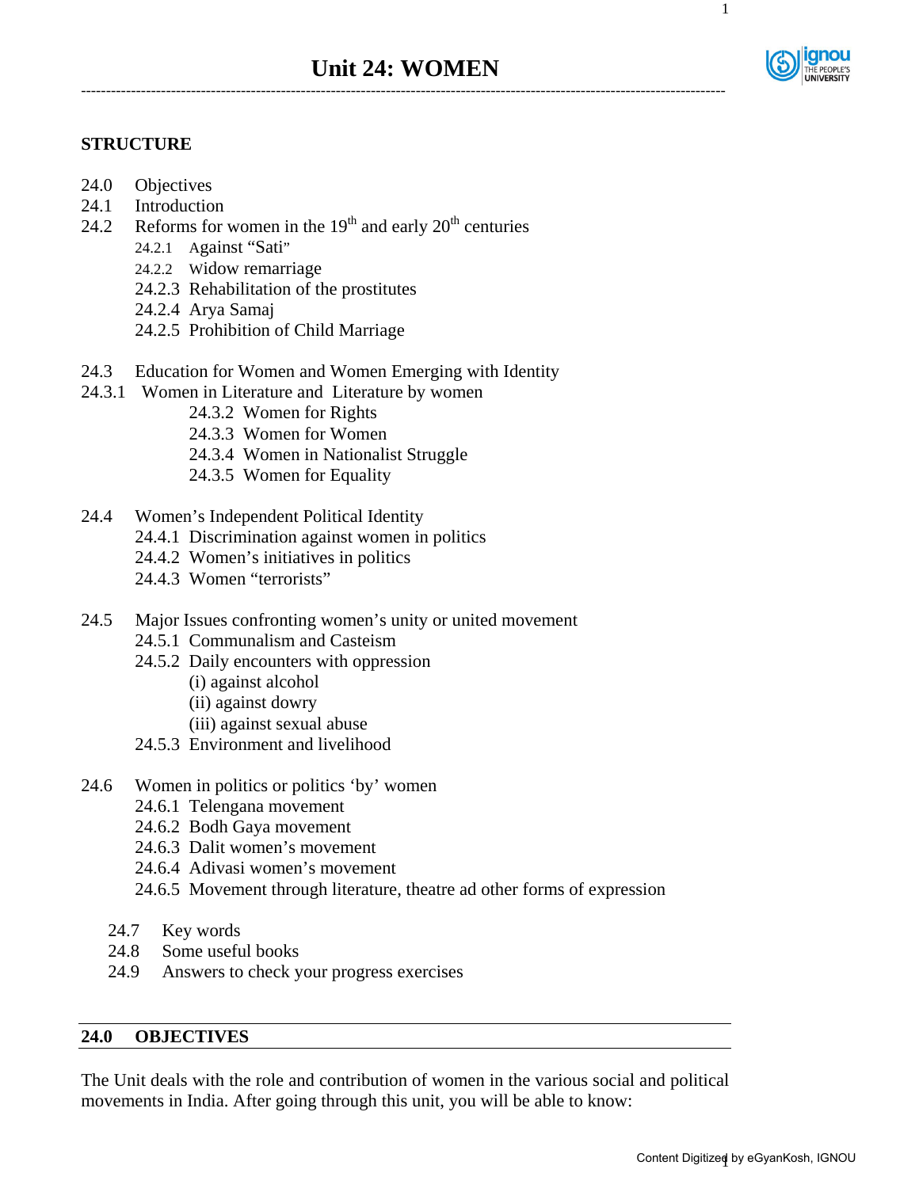# Unit 24: WOMEN

## STRUCTURE

24.0 Objectives
24.1 Introduction
24.2 Reforms for women in the 19th and early 20th centuries
- 24.2.1 Against "Sati"
- 24.2.2 Widow remarriage
- 24.2.3 Rehabilitation of the prostitutes
- 24.2.4 Arya Samaj
- 24.2.5 Prohibition of Child Marriage

24.3 Education for Women and Women Emerging with Identity
24.3.1 Women in Literature and Literature by women
- 24.3.2 Women for Rights
- 24.3.3 Women for Women
- 24.3.4 Women in Nationalist Struggle
- 24.3.5 Women for Equality

24.4 Women's Independent Political Identity
- 24.4.1 Discrimination against women in politics
- 24.4.2 Women's initiatives in politics
- 24.4.3 Women "terrorists"

24.5 Major Issues confronting women's unity or united movement
- 24.5.1 Communalism and Casteism
- 24.5.2 Daily encounters with oppression
  - (i) against alcohol
  - (ii) against dowry
  - (iii) against sexual abuse
- 24.5.3 Environment and livelihood

24.6 Women in politics or politics 'by' women
- 24.6.1 Telengana movement
- 24.6.2 Bodh Gaya movement
- 24.6.3 Dalit women's movement
- 24.6.4 Adivasi women's movement
- 24.6.5 Movement through literature, theatre ad other forms of expression

24.7 Key words
24.8 Some useful books
24.9 Answers to check your progress exercises

## 24.0 OBJECTIVES

The Unit deals with the role and contribution of women in the various social and political movements in India. After going through this unit, you will be able to know: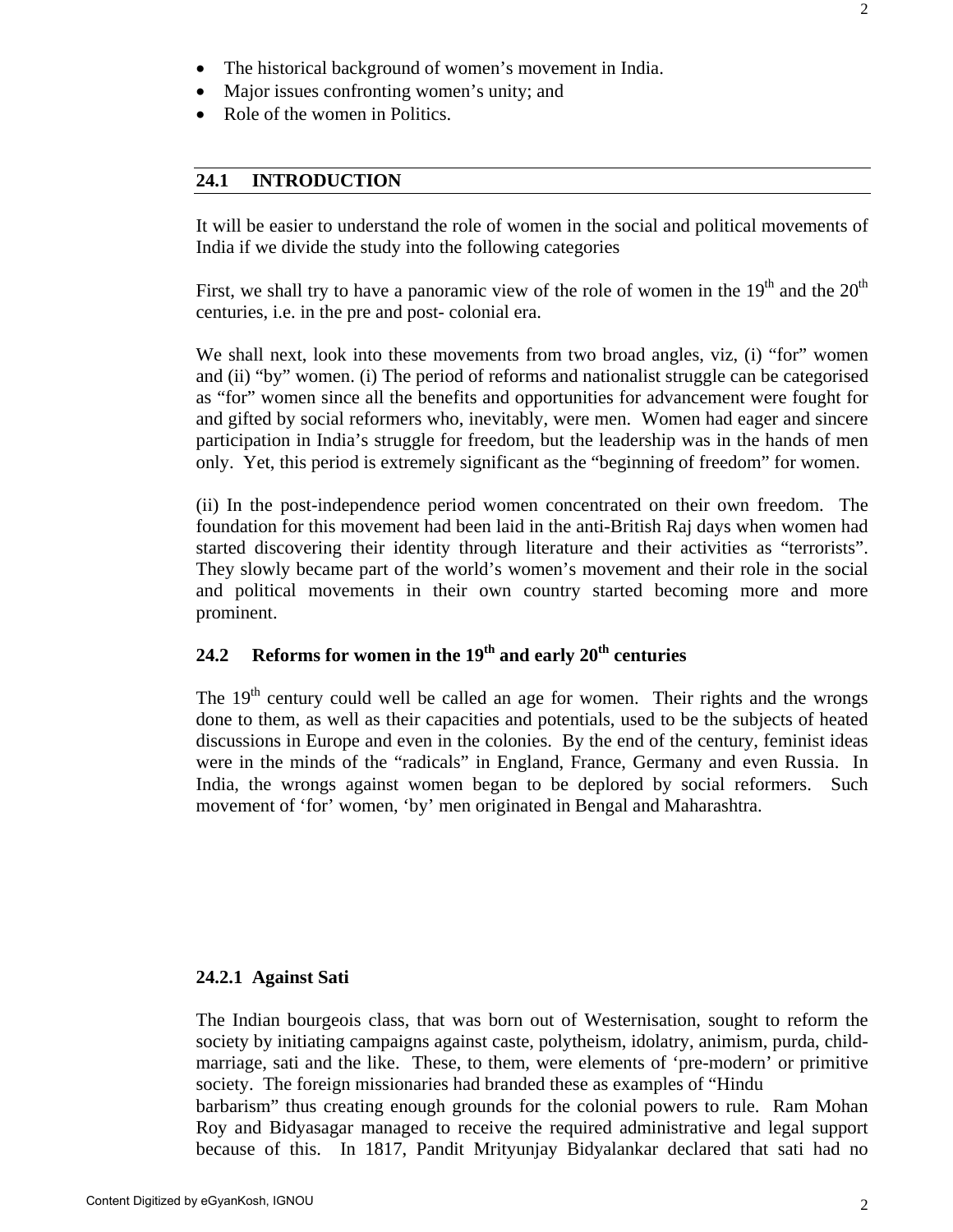- The historical background of women's movement in India.
- Major issues confronting women's unity; and
- Role of the women in Politics.

## 24.1 INTRODUCTION

It will be easier to understand the role of women in the social and political movements of India if we divide the study into the following categories

First, we shall try to have a panoramic view of the role of women in the 19th and the 20th centuries, i.e. in the pre and post- colonial era.

We shall next, look into these movements from two broad angles, viz, (i) "for" women and (ii) "by" women. (i) The period of reforms and nationalist struggle can be categorised as "for" women since all the benefits and opportunities for advancement were fought for and gifted by social reformers who, inevitably, were men. Women had eager and sincere participation in India's struggle for freedom, but the leadership was in the hands of men only. Yet, this period is extremely significant as the "beginning of freedom" for women.

(ii) In the post-independence period women concentrated on their own freedom. The foundation for this movement had been laid in the anti-British Raj days when women had started discovering their identity through literature and their activities as "terrorists". They slowly became part of the world's women's movement and their role in the social and political movements in their own country started becoming more and more prominent.

## 24.2 Reforms for women in the 19th and early 20th centuries

The 19th century could well be called an age for women. Their rights and the wrongs done to them, as well as their capacities and potentials, used to be the subjects of heated discussions in Europe and even in the colonies. By the end of the century, feminist ideas were in the minds of the "radicals" in England, France, Germany and even Russia. In India, the wrongs against women began to be deplored by social reformers. Such movement of 'for' women, 'by' men originated in Bengal and Maharashtra.

### 24.2.1 Against Sati

The Indian bourgeois class, that was born out of Westernisation, sought to reform the society by initiating campaigns against caste, polytheism, idolatry, animism, purda, child-marriage, sati and the like. These, to them, were elements of 'pre-modern' or primitive society. The foreign missionaries had branded these as examples of "Hindu barbarism" thus creating enough grounds for the colonial powers to rule. Ram Mohan Roy and Bidyasagar managed to receive the required administrative and legal support because of this. In 1817, Pandit Mrityunjay Bidyalankar declared that sati had no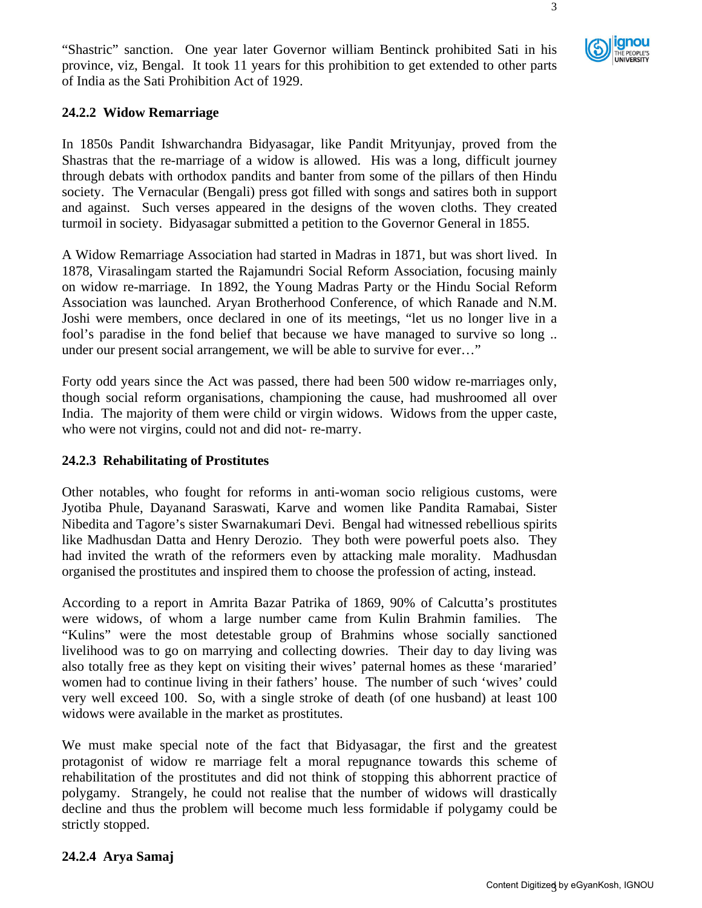"Shastric" sanction. One year later Governor william Bentinck prohibited Sati in his province, viz, Bengal. It took 11 years for this prohibition to get extended to other parts of India as the Sati Prohibition Act of 1929.

### 24.2.2 Widow Remarriage

In 1850s Pandit Ishwarchandra Bidyasagar, like Pandit Mrityunjay, proved from the Shastras that the re-marriage of a widow is allowed. His was a long, difficult journey through debats with orthodox pandits and banter from some of the pillars of then Hindu society. The Vernacular (Bengali) press got filled with songs and satires both in support and against. Such verses appeared in the designs of the woven cloths. They created turmoil in society. Bidyasagar submitted a petition to the Governor General in 1855.

A Widow Remarriage Association had started in Madras in 1871, but was short lived. In 1878, Virasalingam started the Rajamundri Social Reform Association, focusing mainly on widow re-marriage. In 1892, the Young Madras Party or the Hindu Social Reform Association was launched. Aryan Brotherhood Conference, of which Ranade and N.M. Joshi were members, once declared in one of its meetings, "let us no longer live in a fool's paradise in the fond belief that because we have managed to survive so long .. under our present social arrangement, we will be able to survive for ever…"

Forty odd years since the Act was passed, there had been 500 widow re-marriages only, though social reform organisations, championing the cause, had mushroomed all over India. The majority of them were child or virgin widows. Widows from the upper caste, who were not virgins, could not and did not- re-marry.

### 24.2.3 Rehabilitating of Prostitutes

Other notables, who fought for reforms in anti-woman socio religious customs, were Jyotiba Phule, Dayanand Saraswati, Karve and women like Pandita Ramabai, Sister Nibedita and Tagore's sister Swarnakumari Devi. Bengal had witnessed rebellious spirits like Madhusdan Datta and Henry Derozio. They both were powerful poets also. They had invited the wrath of the reformers even by attacking male morality. Madhusdan organised the prostitutes and inspired them to choose the profession of acting, instead.

According to a report in Amrita Bazar Patrika of 1869, 90% of Calcutta's prostitutes were widows, of whom a large number came from Kulin Brahmin families. The "Kulins" were the most detestable group of Brahmins whose socially sanctioned livelihood was to go on marrying and collecting dowries. Their day to day living was also totally free as they kept on visiting their wives' paternal homes as these 'mararied' women had to continue living in their fathers' house. The number of such 'wives' could very well exceed 100. So, with a single stroke of death (of one husband) at least 100 widows were available in the market as prostitutes.

We must make special note of the fact that Bidyasagar, the first and the greatest protagonist of widow re marriage felt a moral repugnance towards this scheme of rehabilitation of the prostitutes and did not think of stopping this abhorrent practice of polygamy. Strangely, he could not realise that the number of widows will drastically decline and thus the problem will become much less formidable if polygamy could be strictly stopped.

### 24.2.4 Arya Samaj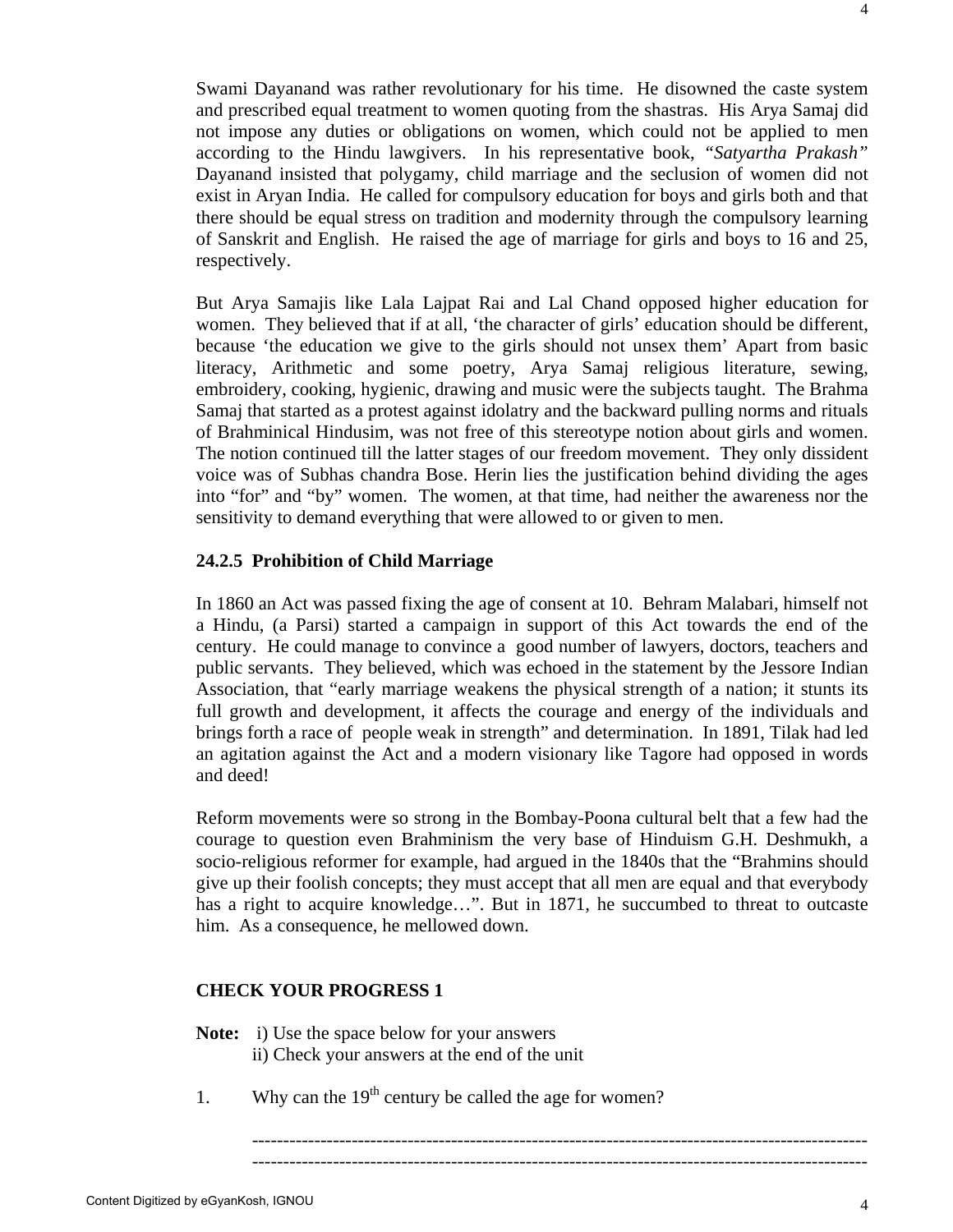Swami Dayanand was rather revolutionary for his time. He disowned the caste system and prescribed equal treatment to women quoting from the shastras. His Arya Samaj did not impose any duties or obligations on women, which could not be applied to men according to the Hindu lawgivers. In his representative book, "*Satyartha Prakash*" Dayanand insisted that polygamy, child marriage and the seclusion of women did not exist in Aryan India. He called for compulsory education for boys and girls both and that there should be equal stress on tradition and modernity through the compulsory learning of Sanskrit and English. He raised the age of marriage for girls and boys to 16 and 25, respectively.

But Arya Samajis like Lala Lajpat Rai and Lal Chand opposed higher education for women. They believed that if at all, 'the character of girls' education should be different, because 'the education we give to the girls should not unsex them' Apart from basic literacy, Arithmetic and some poetry, Arya Samaj religious literature, sewing, embroidery, cooking, hygienic, drawing and music were the subjects taught. The Brahma Samaj that started as a protest against idolatry and the backward pulling norms and rituals of Brahminical Hindusim, was not free of this stereotype notion about girls and women. The notion continued till the latter stages of our freedom movement. They only dissident voice was of Subhas chandra Bose. Herin lies the justification behind dividing the ages into "for" and "by" women. The women, at that time, had neither the awareness nor the sensitivity to demand everything that were allowed to or given to men.

### 24.2.5 Prohibition of Child Marriage

In 1860 an Act was passed fixing the age of consent at 10. Behram Malabari, himself not a Hindu, (a Parsi) started a campaign in support of this Act towards the end of the century. He could manage to convince a good number of lawyers, doctors, teachers and public servants. They believed, which was echoed in the statement by the Jessore Indian Association, that "early marriage weakens the physical strength of a nation; it stunts its full growth and development, it affects the courage and energy of the individuals and brings forth a race of people weak in strength" and determination. In 1891, Tilak had led an agitation against the Act and a modern visionary like Tagore had opposed in words and deed!

Reform movements were so strong in the Bombay-Poona cultural belt that a few had the courage to question even Brahminism the very base of Hinduism G.H. Deshmukh, a socio-religious reformer for example, had argued in the 1840s that the "Brahmins should give up their foolish concepts; they must accept that all men are equal and that everybody has a right to acquire knowledge…". But in 1871, he succumbed to threat to outcaste him. As a consequence, he mellowed down.

### CHECK YOUR PROGRESS 1

**Note:** i) Use the space below for your answers
ii) Check your answers at the end of the unit

1. Why can the 19th century be called the age for women?

-----------------------------------------------------------------------------------------------------
-----------------------------------------------------------------------------------------------------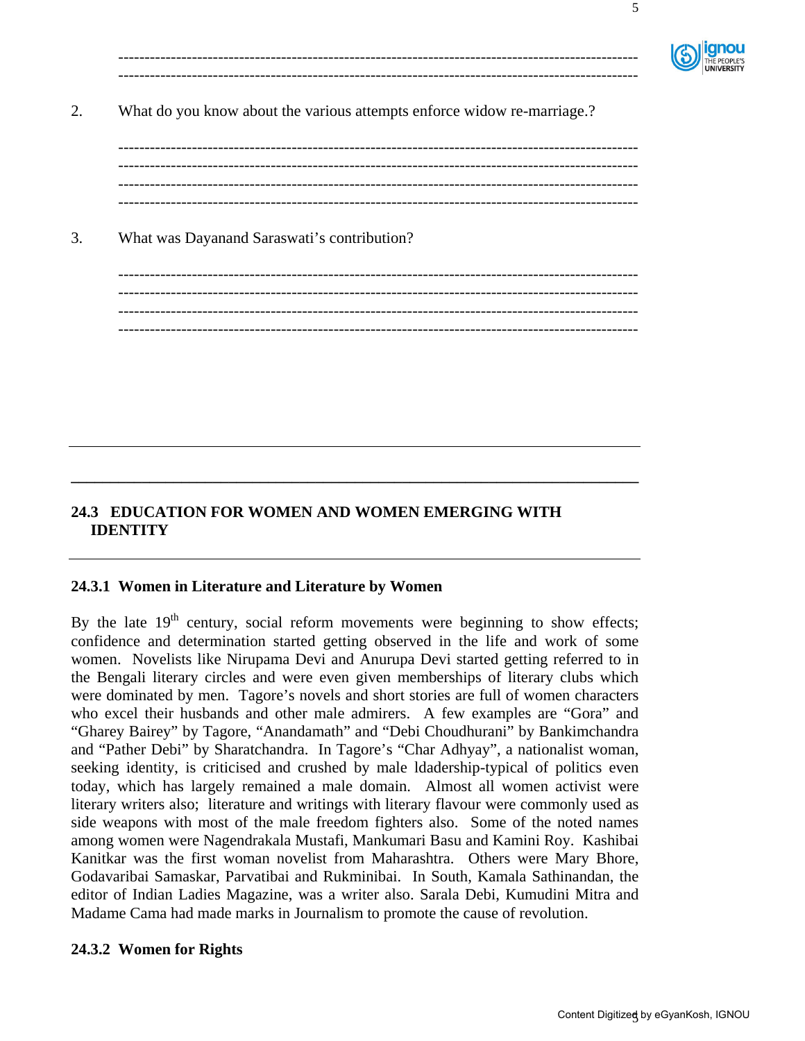2. What do you know about the various attempts enforce widow re-marriage.?

3. What was Dayanand Saraswati's contribution?

## 24.3 EDUCATION FOR WOMEN AND WOMEN EMERGING WITH IDENTITY

### 24.3.1 Women in Literature and Literature by Women

By the late 19th century, social reform movements were beginning to show effects; confidence and determination started getting observed in the life and work of some women. Novelists like Nirupama Devi and Anurupa Devi started getting referred to in the Bengali literary circles and were even given memberships of literary clubs which were dominated by men. Tagore's novels and short stories are full of women characters who excel their husbands and other male admirers. A few examples are "Gora" and "Gharey Bairey" by Tagore, "Anandamath" and "Debi Choudhurani" by Bankimchandra and "Pather Debi" by Sharatchandra. In Tagore's "Char Adhyay", a nationalist woman, seeking identity, is criticised and crushed by male ldadership-typical of politics even today, which has largely remained a male domain. Almost all women activist were literary writers also; literature and writings with literary flavour were commonly used as side weapons with most of the male freedom fighters also. Some of the noted names among women were Nagendrakala Mustafi, Mankumari Basu and Kamini Roy. Kashibai Kanitkar was the first woman novelist from Maharashtra. Others were Mary Bhore, Godavaribai Samaskar, Parvatibai and Rukminibai. In South, Kamala Sathinandan, the editor of Indian Ladies Magazine, was a writer also. Sarala Debi, Kumudini Mitra and Madame Cama had made marks in Journalism to promote the cause of revolution.

### 24.3.2 Women for Rights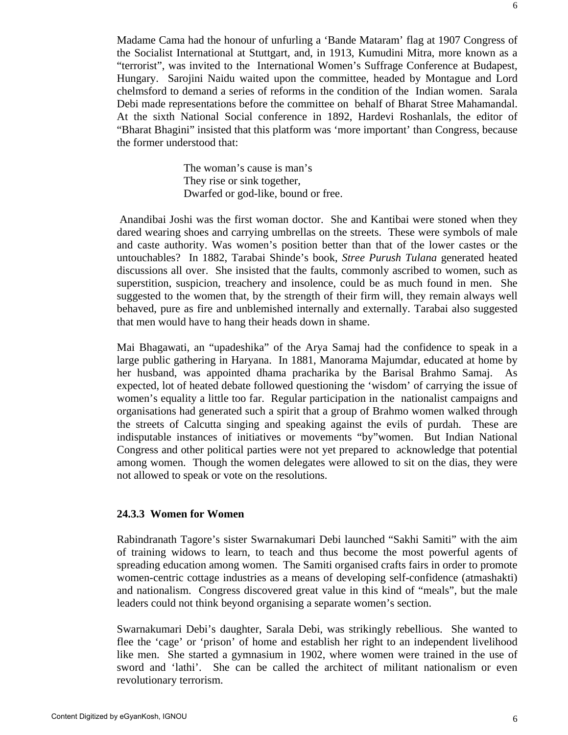Madame Cama had the honour of unfurling a 'Bande Mataram' flag at 1907 Congress of the Socialist International at Stuttgart, and, in 1913, Kumudini Mitra, more known as a "terrorist", was invited to the International Women's Suffrage Conference at Budapest, Hungary. Sarojini Naidu waited upon the committee, headed by Montague and Lord chelmsford to demand a series of reforms in the condition of the Indian women. Sarala Debi made representations before the committee on behalf of Bharat Stree Mahamandal. At the sixth National Social conference in 1892, Hardevi Roshanlals, the editor of "Bharat Bhagini" insisted that this platform was 'more important' than Congress, because the former understood that:

> The woman's cause is man's
> They rise or sink together,
> Dwarfed or god-like, bound or free.

Anandibai Joshi was the first woman doctor. She and Kantibai were stoned when they dared wearing shoes and carrying umbrellas on the streets. These were symbols of male and caste authority. Was women's position better than that of the lower castes or the untouchables? In 1882, Tarabai Shinde's book, *Stree Purush Tulana* generated heated discussions all over. She insisted that the faults, commonly ascribed to women, such as superstition, suspicion, treachery and insolence, could be as much found in men. She suggested to the women that, by the strength of their firm will, they remain always well behaved, pure as fire and unblemished internally and externally. Tarabai also suggested that men would have to hang their heads down in shame.

Mai Bhagawati, an "upadeshika" of the Arya Samaj had the confidence to speak in a large public gathering in Haryana. In 1881, Manorama Majumdar, educated at home by her husband, was appointed dhama pracharika by the Barisal Brahmo Samaj. As expected, lot of heated debate followed questioning the 'wisdom' of carrying the issue of women's equality a little too far. Regular participation in the nationalist campaigns and organisations had generated such a spirit that a group of Brahmo women walked through the streets of Calcutta singing and speaking against the evils of purdah. These are indisputable instances of initiatives or movements "by"women. But Indian National Congress and other political parties were not yet prepared to acknowledge that potential among women. Though the women delegates were allowed to sit on the dias, they were not allowed to speak or vote on the resolutions.

### 24.3.3 Women for Women

Rabindranath Tagore's sister Swarnakumari Debi launched "Sakhi Samiti" with the aim of training widows to learn, to teach and thus become the most powerful agents of spreading education among women. The Samiti organised crafts fairs in order to promote women-centric cottage industries as a means of developing self-confidence (atmashakti) and nationalism. Congress discovered great value in this kind of "meals", but the male leaders could not think beyond organising a separate women's section.

Swarnakumari Debi's daughter, Sarala Debi, was strikingly rebellious. She wanted to flee the 'cage' or 'prison' of home and establish her right to an independent livelihood like men. She started a gymnasium in 1902, where women were trained in the use of sword and 'lathi'. She can be called the architect of militant nationalism or even revolutionary terrorism.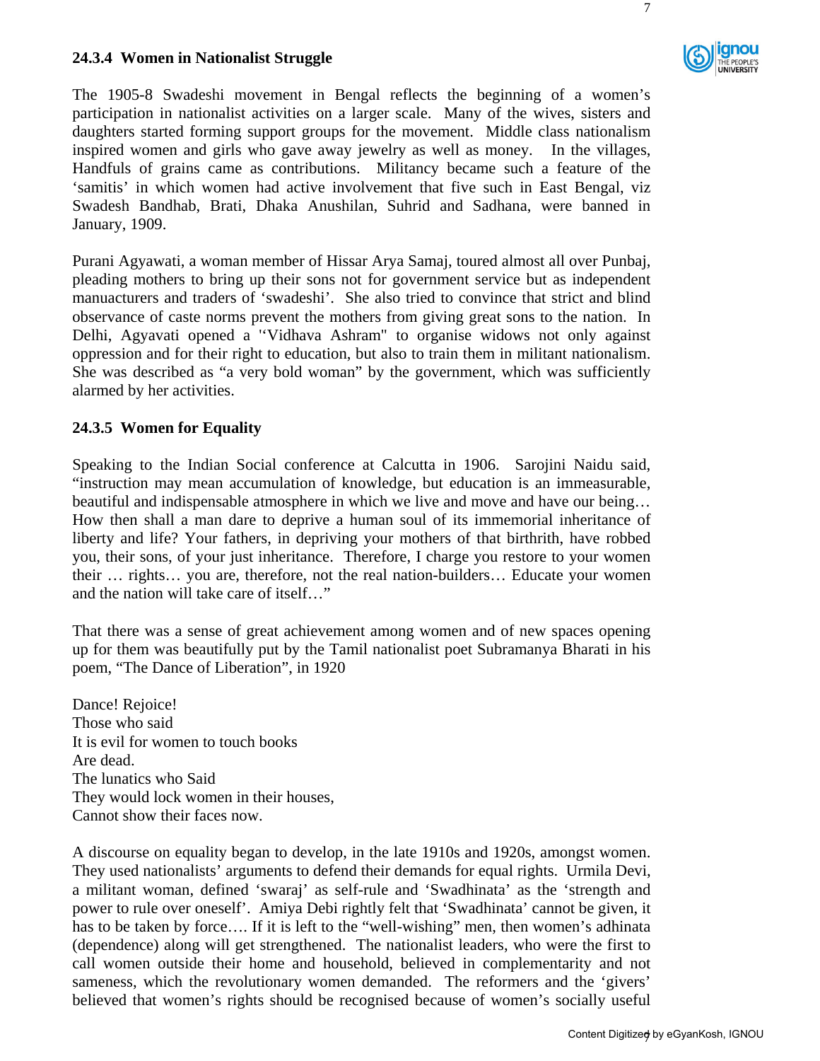### 24.3.4 Women in Nationalist Struggle

The 1905-8 Swadeshi movement in Bengal reflects the beginning of a women's participation in nationalist activities on a larger scale. Many of the wives, sisters and daughters started forming support groups for the movement. Middle class nationalism inspired women and girls who gave away jewelry as well as money. In the villages, Handfuls of grains came as contributions. Militancy became such a feature of the 'samitis' in which women had active involvement that five such in East Bengal, viz Swadesh Bandhab, Brati, Dhaka Anushilan, Suhrid and Sadhana, were banned in January, 1909.

Purani Agyawati, a woman member of Hissar Arya Samaj, toured almost all over Punbaj, pleading mothers to bring up their sons not for government service but as independent manuacturers and traders of 'swadeshi'. She also tried to convince that strict and blind observance of caste norms prevent the mothers from giving great sons to the nation. In Delhi, Agyavati opened a '"Vidhava Ashram" to organise widows not only against oppression and for their right to education, but also to train them in militant nationalism. She was described as "a very bold woman" by the government, which was sufficiently alarmed by her activities.

### 24.3.5 Women for Equality

Speaking to the Indian Social conference at Calcutta in 1906. Sarojini Naidu said, "instruction may mean accumulation of knowledge, but education is an immeasurable, beautiful and indispensable atmosphere in which we live and move and have our being… How then shall a man dare to deprive a human soul of its immemorial inheritance of liberty and life? Your fathers, in depriving your mothers of that birthrith, have robbed you, their sons, of your just inheritance. Therefore, I charge you restore to your women their … rights… you are, therefore, not the real nation-builders… Educate your women and the nation will take care of itself…"

That there was a sense of great achievement among women and of new spaces opening up for them was beautifully put by the Tamil nationalist poet Subramanya Bharati in his poem, "The Dance of Liberation", in 1920

Dance! Rejoice!
Those who said
It is evil for women to touch books
Are dead.
The lunatics who Said
They would lock women in their houses,
Cannot show their faces now.

A discourse on equality began to develop, in the late 1910s and 1920s, amongst women. They used nationalists' arguments to defend their demands for equal rights. Urmila Devi, a militant woman, defined 'swaraj' as self-rule and 'Swadhinata' as the 'strength and power to rule over oneself'. Amiya Debi rightly felt that 'Swadhinata' cannot be given, it has to be taken by force…. If it is left to the "well-wishing" men, then women's adhinata (dependence) along will get strengthened. The nationalist leaders, who were the first to call women outside their home and household, believed in complementarity and not sameness, which the revolutionary women demanded. The reformers and the 'givers' believed that women's rights should be recognised because of women's socially useful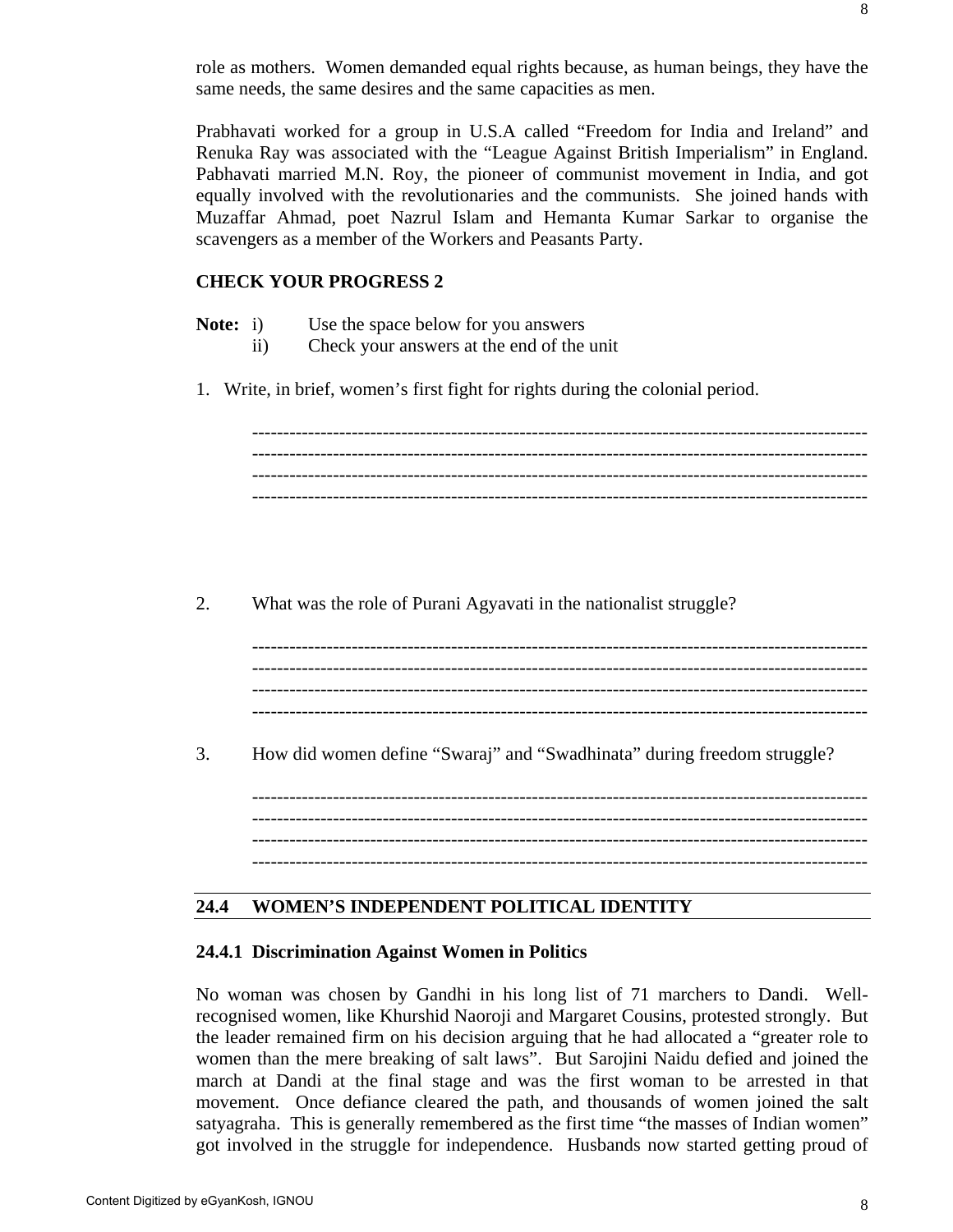role as mothers. Women demanded equal rights because, as human beings, they have the same needs, the same desires and the same capacities as men.

Prabhavati worked for a group in U.S.A called "Freedom for India and Ireland" and Renuka Ray was associated with the "League Against British Imperialism" in England. Pabhavati married M.N. Roy, the pioneer of communist movement in India, and got equally involved with the revolutionaries and the communists. She joined hands with Muzaffar Ahmad, poet Nazrul Islam and Hemanta Kumar Sarkar to organise the scavengers as a member of the Workers and Peasants Party.

**CHECK YOUR PROGRESS 2**

**Note:** i) Use the space below for you answers
ii) Check your answers at the end of the unit

1. Write, in brief, women's first fight for rights during the colonial period.

---------------------------------------------------------------------------------------------------
---------------------------------------------------------------------------------------------------
---------------------------------------------------------------------------------------------------
---------------------------------------------------------------------------------------------------

2. What was the role of Purani Agyavati in the nationalist struggle?

---------------------------------------------------------------------------------------------------
---------------------------------------------------------------------------------------------------
---------------------------------------------------------------------------------------------------
---------------------------------------------------------------------------------------------------

3. How did women define "Swaraj" and "Swadhinata" during freedom struggle?

---------------------------------------------------------------------------------------------------
---------------------------------------------------------------------------------------------------
---------------------------------------------------------------------------------------------------
---------------------------------------------------------------------------------------------------

## 24.4 WOMEN'S INDEPENDENT POLITICAL IDENTITY

### 24.4.1 Discrimination Against Women in Politics

No woman was chosen by Gandhi in his long list of 71 marchers to Dandi. Well-recognised women, like Khurshid Naoroji and Margaret Cousins, protested strongly. But the leader remained firm on his decision arguing that he had allocated a "greater role to women than the mere breaking of salt laws". But Sarojini Naidu defied and joined the march at Dandi at the final stage and was the first woman to be arrested in that movement. Once defiance cleared the path, and thousands of women joined the salt satyagraha. This is generally remembered as the first time "the masses of Indian women" got involved in the struggle for independence. Husbands now started getting proud of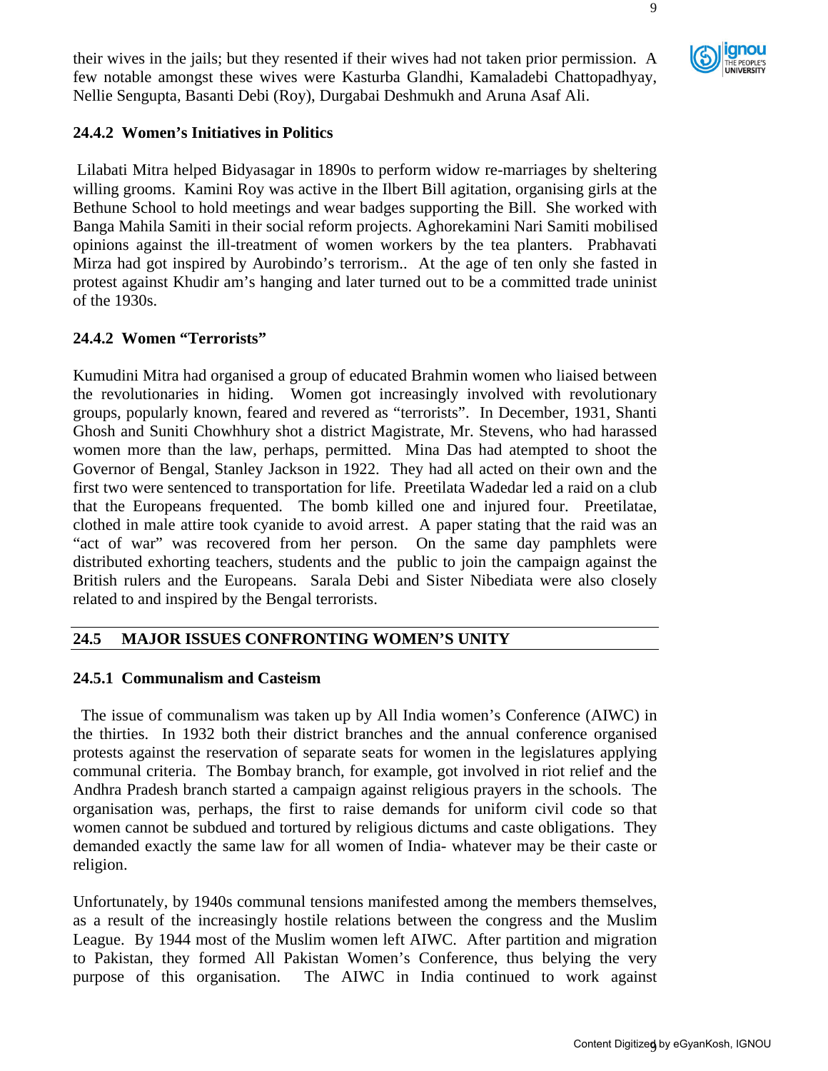their wives in the jails; but they resented if their wives had not taken prior permission. A few notable amongst these wives were Kasturba Glandhi, Kamaladebi Chattopadhyay, Nellie Sengupta, Basanti Debi (Roy), Durgabai Deshmukh and Aruna Asaf Ali.

### 24.4.2 Women's Initiatives in Politics

Lilabati Mitra helped Bidyasagar in 1890s to perform widow re-marriages by sheltering willing grooms. Kamini Roy was active in the Ilbert Bill agitation, organising girls at the Bethune School to hold meetings and wear badges supporting the Bill. She worked with Banga Mahila Samiti in their social reform projects. Aghorekamini Nari Samiti mobilised opinions against the ill-treatment of women workers by the tea planters. Prabhavati Mirza had got inspired by Aurobindo's terrorism.. At the age of ten only she fasted in protest against Khudir am's hanging and later turned out to be a committed trade uninist of the 1930s.

### 24.4.2 Women "Terrorists"

Kumudini Mitra had organised a group of educated Brahmin women who liaised between the revolutionaries in hiding. Women got increasingly involved with revolutionary groups, popularly known, feared and revered as "terrorists". In December, 1931, Shanti Ghosh and Suniti Chowhhury shot a district Magistrate, Mr. Stevens, who had harassed women more than the law, perhaps, permitted. Mina Das had atempted to shoot the Governor of Bengal, Stanley Jackson in 1922. They had all acted on their own and the first two were sentenced to transportation for life. Preetilata Wadedar led a raid on a club that the Europeans frequented. The bomb killed one and injured four. Preetilatae, clothed in male attire took cyanide to avoid arrest. A paper stating that the raid was an "act of war" was recovered from her person. On the same day pamphlets were distributed exhorting teachers, students and the public to join the campaign against the British rulers and the Europeans. Sarala Debi and Sister Nibediata were also closely related to and inspired by the Bengal terrorists.

## 24.5 MAJOR ISSUES CONFRONTING WOMEN'S UNITY

### 24.5.1 Communalism and Casteism

The issue of communalism was taken up by All India women's Conference (AIWC) in the thirties. In 1932 both their district branches and the annual conference organised protests against the reservation of separate seats for women in the legislatures applying communal criteria. The Bombay branch, for example, got involved in riot relief and the Andhra Pradesh branch started a campaign against religious prayers in the schools. The organisation was, perhaps, the first to raise demands for uniform civil code so that women cannot be subdued and tortured by religious dictums and caste obligations. They demanded exactly the same law for all women of India- whatever may be their caste or religion.

Unfortunately, by 1940s communal tensions manifested among the members themselves, as a result of the increasingly hostile relations between the congress and the Muslim League. By 1944 most of the Muslim women left AIWC. After partition and migration to Pakistan, they formed All Pakistan Women's Conference, thus belying the very purpose of this organisation. The AIWC in India continued to work against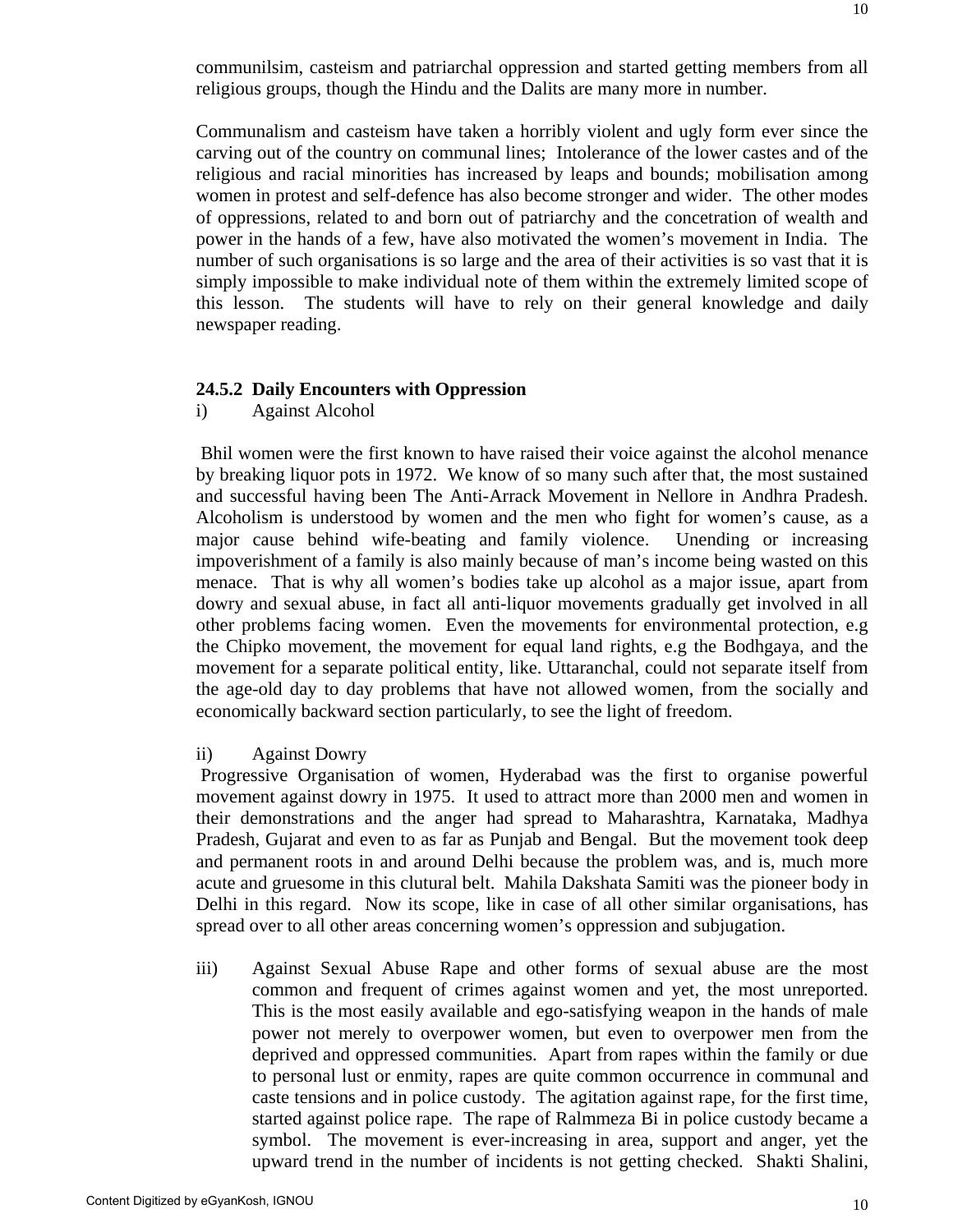communilsim, casteism and patriarchal oppression and started getting members from all religious groups, though the Hindu and the Dalits are many more in number.

Communalism and casteism have taken a horribly violent and ugly form ever since the carving out of the country on communal lines; Intolerance of the lower castes and of the religious and racial minorities has increased by leaps and bounds; mobilisation among women in protest and self-defence has also become stronger and wider. The other modes of oppressions, related to and born out of patriarchy and the concetration of wealth and power in the hands of a few, have also motivated the women's movement in India. The number of such organisations is so large and the area of their activities is so vast that it is simply impossible to make individual note of them within the extremely limited scope of this lesson. The students will have to rely on their general knowledge and daily newspaper reading.

### 24.5.2 Daily Encounters with Oppression

i) Against Alcohol

Bhil women were the first known to have raised their voice against the alcohol menance by breaking liquor pots in 1972. We know of so many such after that, the most sustained and successful having been The Anti-Arrack Movement in Nellore in Andhra Pradesh. Alcoholism is understood by women and the men who fight for women's cause, as a major cause behind wife-beating and family violence. Unending or increasing impoverishment of a family is also mainly because of man's income being wasted on this menace. That is why all women's bodies take up alcohol as a major issue, apart from dowry and sexual abuse, in fact all anti-liquor movements gradually get involved in all other problems facing women. Even the movements for environmental protection, e.g the Chipko movement, the movement for equal land rights, e.g the Bodhgaya, and the movement for a separate political entity, like. Uttaranchal, could not separate itself from the age-old day to day problems that have not allowed women, from the socially and economically backward section particularly, to see the light of freedom.

ii) Against Dowry

Progressive Organisation of women, Hyderabad was the first to organise powerful movement against dowry in 1975. It used to attract more than 2000 men and women in their demonstrations and the anger had spread to Maharashtra, Karnataka, Madhya Pradesh, Gujarat and even to as far as Punjab and Bengal. But the movement took deep and permanent roots in and around Delhi because the problem was, and is, much more acute and gruesome in this clutural belt. Mahila Dakshata Samiti was the pioneer body in Delhi in this regard. Now its scope, like in case of all other similar organisations, has spread over to all other areas concerning women's oppression and subjugation.

iii) Against Sexual Abuse Rape and other forms of sexual abuse are the most common and frequent of crimes against women and yet, the most unreported. This is the most easily available and ego-satisfying weapon in the hands of male power not merely to overpower women, but even to overpower men from the deprived and oppressed communities. Apart from rapes within the family or due to personal lust or enmity, rapes are quite common occurrence in communal and caste tensions and in police custody. The agitation against rape, for the first time, started against police rape. The rape of Ralmmeza Bi in police custody became a symbol. The movement is ever-increasing in area, support and anger, yet the upward trend in the number of incidents is not getting checked. Shakti Shalini,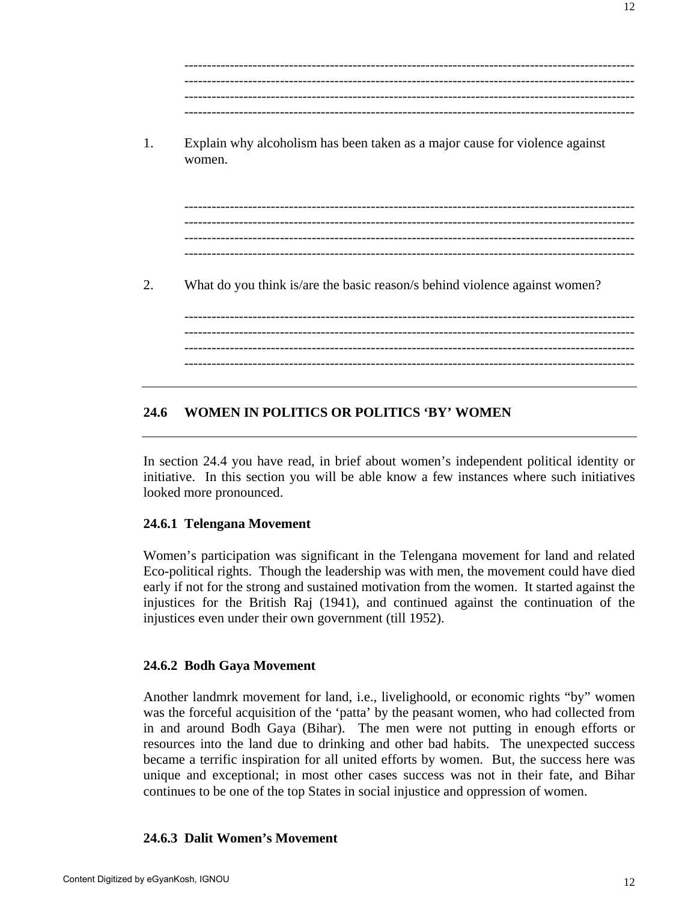---------------------------------------------------------------------------------------------------
---------------------------------------------------------------------------------------------------
---------------------------------------------------------------------------------------------------
---------------------------------------------------------------------------------------------------

1. Explain why alcoholism has been taken as a major cause for violence against women.

---------------------------------------------------------------------------------------------------
---------------------------------------------------------------------------------------------------
---------------------------------------------------------------------------------------------------
---------------------------------------------------------------------------------------------------

2. What do you think is/are the basic reason/s behind violence against women?

---------------------------------------------------------------------------------------------------
---------------------------------------------------------------------------------------------------
---------------------------------------------------------------------------------------------------
---------------------------------------------------------------------------------------------------

## 24.6 WOMEN IN POLITICS OR POLITICS 'BY' WOMEN

In section 24.4 you have read, in brief about women's independent political identity or initiative. In this section you will be able know a few instances where such initiatives looked more pronounced.

### 24.6.1 Telengana Movement

Women's participation was significant in the Telengana movement for land and related Eco-political rights. Though the leadership was with men, the movement could have died early if not for the strong and sustained motivation from the women. It started against the injustices for the British Raj (1941), and continued against the continuation of the injustices even under their own government (till 1952).

### 24.6.2 Bodh Gaya Movement

Another landmrk movement for land, i.e., livelighoold, or economic rights "by" women was the forceful acquisition of the 'patta' by the peasant women, who had collected from in and around Bodh Gaya (Bihar). The men were not putting in enough efforts or resources into the land due to drinking and other bad habits. The unexpected success became a terrific inspiration for all united efforts by women. But, the success here was unique and exceptional; in most other cases success was not in their fate, and Bihar continues to be one of the top States in social injustice and oppression of women.

### 24.6.3 Dalit Women's Movement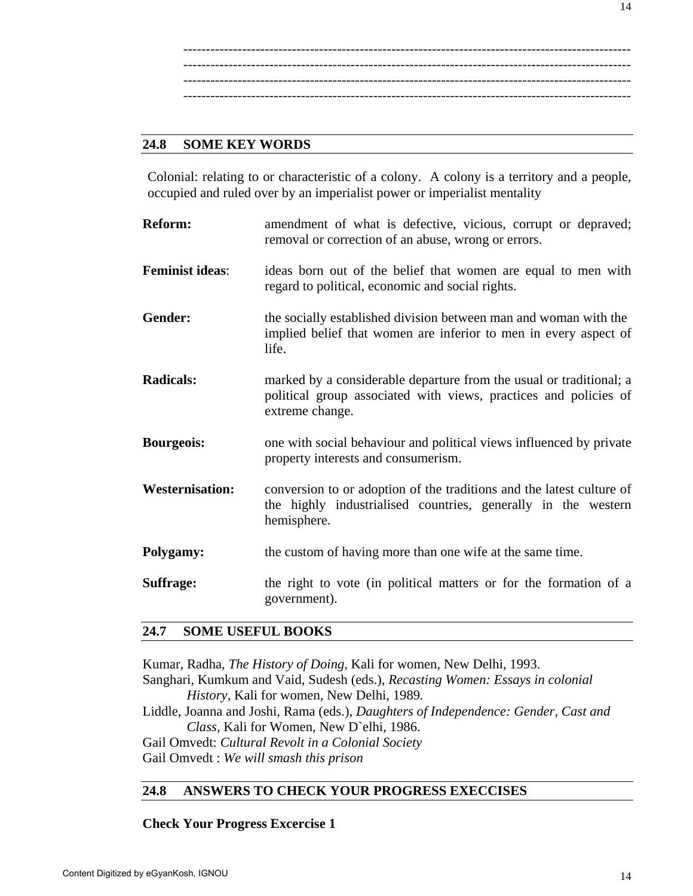---------------------------------------------------------------------------------------------------
---------------------------------------------------------------------------------------------------
---------------------------------------------------------------------------------------------------
---------------------------------------------------------------------------------------------------

## 24.8 SOME KEY WORDS

Colonial: relating to or characteristic of a colony. A colony is a territory and a people, occupied and ruled over by an imperialist power or imperialist mentality

**Reform:** amendment of what is defective, vicious, corrupt or depraved; removal or correction of an abuse, wrong or errors.

**Feminist ideas**: ideas born out of the belief that women are equal to men with regard to political, economic and social rights.

**Gender:** the socially established division between man and woman with the implied belief that women are inferior to men in every aspect of life.

**Radicals:** marked by a considerable departure from the usual or traditional; a political group associated with views, practices and policies of extreme change.

**Bourgeois:** one with social behaviour and political views influenced by private property interests and consumerism.

**Westernisation:** conversion to or adoption of the traditions and the latest culture of the highly industrialised countries, generally in the western hemisphere.

**Polygamy:** the custom of having more than one wife at the same time.

**Suffrage:** the right to vote (in political matters or for the formation of a government).

## 24.7 SOME USEFUL BOOKS

Kumar, Radha, *The History of Doing*, Kali for women, New Delhi, 1993.

Sanghari, Kumkum and Vaid, Sudesh (eds.), *Recasting Women: Essays in colonial History*, Kali for women, New Delhi, 1989.

Liddle, Joanna and Joshi, Rama (eds.), *Daughters of Independence: Gender, Cast and Class,* Kali for Women, New D`elhi, 1986.

Gail Omvedt: *Cultural Revolt in a Colonial Society*

Gail Omvedt : *We will smash this prison*

## 24.8 ANSWERS TO CHECK YOUR PROGRESS EXECCISES

**Check Your Progress Excercise 1**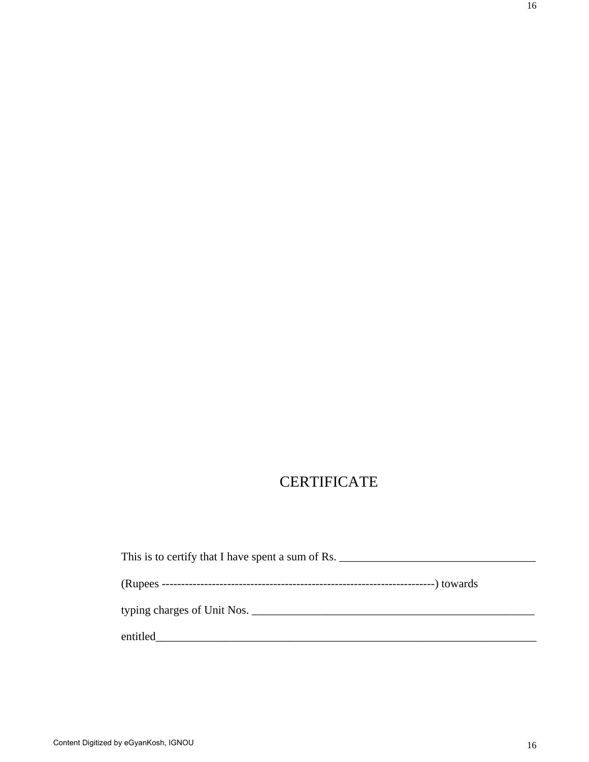# CERTIFICATE

This is to certify that I have spent a sum of Rs. __________________________________

(Rupees ----------------------------------------------------------------------) towards

typing charges of Unit Nos. ___________________________________________________

entitled_____________________________________________________________________

Content Digitized by eGyanKosh, IGNOU